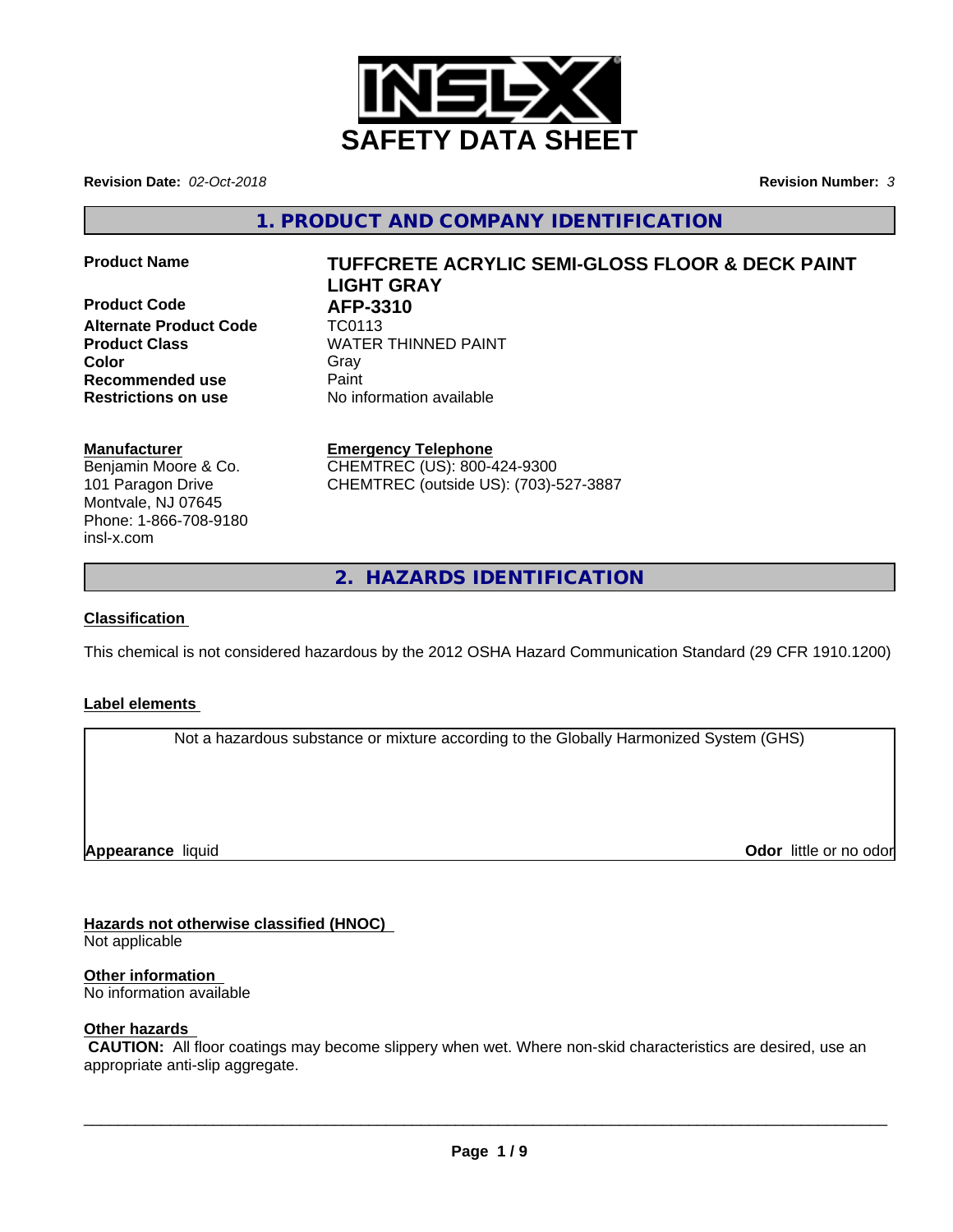# SAFETY DATA SHEET

**Revision Date:** *02-Oct-2018* **Revision Number:** *3*

## 1. PRODUCT AND COMPANY IDENTIFICATION

| | |
|---|---|
| **Product Name** | **TUFFCRETE ACRYLIC SEMI-GLOSS FLOOR & DECK PAINT LIGHT GRAY** |
| **Product Code** | **AFP-3310** |
| **Alternate Product Code** | TC0113 |
| **Product Class** | WATER THINNED PAINT |
| **Color** | Gray |
| **Recommended use** | Paint |
| **Restrictions on use** | No information available |

**Manufacturer**
Benjamin Moore & Co.
101 Paragon Drive
Montvale, NJ 07645
Phone: 1-866-708-9180
insl-x.com

**Emergency Telephone**
CHEMTREC (US): 800-424-9300
CHEMTREC (outside US): (703)-527-3887

## 2. HAZARDS IDENTIFICATION

### Classification

This chemical is not considered hazardous by the 2012 OSHA Hazard Communication Standard (29 CFR 1910.1200)

### Label elements

Not a hazardous substance or mixture according to the Globally Harmonized System (GHS)

**Appearance** liquid **Odor** little or no odor

### Hazards not otherwise classified (HNOC)

Not applicable

### Other information

No information available

### Other hazards

**CAUTION:** All floor coatings may become slippery when wet. Where non-skid characteristics are desired, use an appropriate anti-slip aggregate.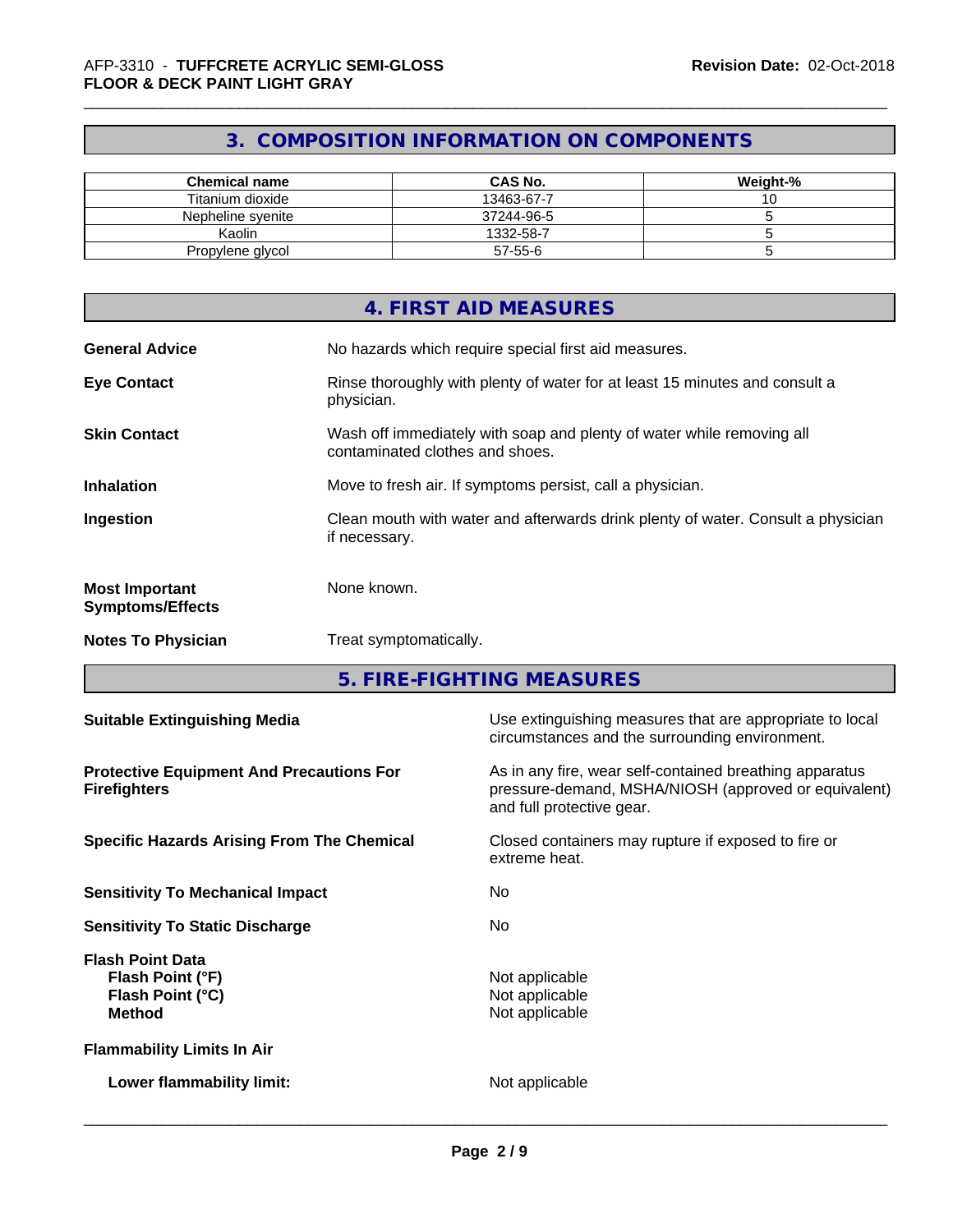## 3. COMPOSITION INFORMATION ON COMPONENTS

| Chemical name | CAS No. | Weight-% |
|---|---|---|
| Titanium dioxide | 13463-67-7 | 10 |
| Nepheline syenite | 37244-96-5 | 5 |
| Kaolin | 1332-58-7 | 5 |
| Propylene glycol | 57-55-6 | 5 |

## 4. FIRST AID MEASURES

**General Advice**
No hazards which require special first aid measures.

**Eye Contact**
Rinse thoroughly with plenty of water for at least 15 minutes and consult a physician.

**Skin Contact**
Wash off immediately with soap and plenty of water while removing all contaminated clothes and shoes.

**Inhalation**
Move to fresh air. If symptoms persist, call a physician.

**Ingestion**
Clean mouth with water and afterwards drink plenty of water. Consult a physician if necessary.

**Most Important Symptoms/Effects**
None known.

**Notes To Physician**
Treat symptomatically.

## 5. FIRE-FIGHTING MEASURES

**Suitable Extinguishing Media**
Use extinguishing measures that are appropriate to local circumstances and the surrounding environment.

**Protective Equipment And Precautions For Firefighters**
As in any fire, wear self-contained breathing apparatus pressure-demand, MSHA/NIOSH (approved or equivalent) and full protective gear.

**Specific Hazards Arising From The Chemical**
Closed containers may rupture if exposed to fire or extreme heat.

**Sensitivity To Mechanical Impact**
No

**Sensitivity To Static Discharge**
No

**Flash Point Data**
- **Flash Point (°F)**: Not applicable
- **Flash Point (°C)**: Not applicable
- **Method**: Not applicable

**Flammability Limits In Air**

- **Lower flammability limit:** Not applicable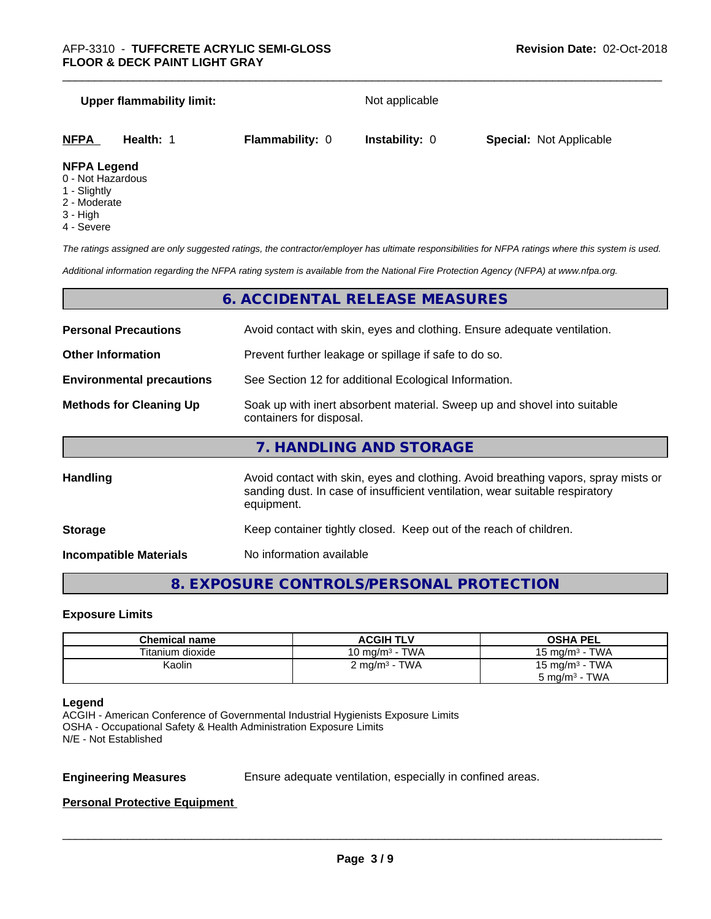**Upper flammability limit:** Not applicable

| NFPA | Health: 1 | Flammability: 0 | Instability: 0 | Special: Not Applicable |
|---|---|---|---|---|

**NFPA Legend**
0 - Not Hazardous
1 - Slightly
2 - Moderate
3 - High
4 - Severe

*The ratings assigned are only suggested ratings, the contractor/employer has ultimate responsibilities for NFPA ratings where this system is used.*

*Additional information regarding the NFPA rating system is available from the National Fire Protection Agency (NFPA) at www.nfpa.org.*

## 6. ACCIDENTAL RELEASE MEASURES

**Personal Precautions** Avoid contact with skin, eyes and clothing. Ensure adequate ventilation.

**Other Information** Prevent further leakage or spillage if safe to do so.

**Environmental precautions** See Section 12 for additional Ecological Information.

**Methods for Cleaning Up** Soak up with inert absorbent material. Sweep up and shovel into suitable containers for disposal.

## 7. HANDLING AND STORAGE

**Handling** Avoid contact with skin, eyes and clothing. Avoid breathing vapors, spray mists or sanding dust. In case of insufficient ventilation, wear suitable respiratory equipment.

**Storage** Keep container tightly closed. Keep out of the reach of children.

**Incompatible Materials** No information available

## 8. EXPOSURE CONTROLS/PERSONAL PROTECTION

### Exposure Limits

| Chemical name | ACGIH TLV | OSHA PEL |
|---|---|---|
| Titanium dioxide | 10 mg/m³ - TWA | 15 mg/m³ - TWA |
| Kaolin | 2 mg/m³ - TWA | 15 mg/m³ - TWA<br>5 mg/m³ - TWA |

**Legend**
ACGIH - American Conference of Governmental Industrial Hygienists Exposure Limits
OSHA - Occupational Safety & Health Administration Exposure Limits
N/E - Not Established

**Engineering Measures** Ensure adequate ventilation, especially in confined areas.

**Personal Protective Equipment**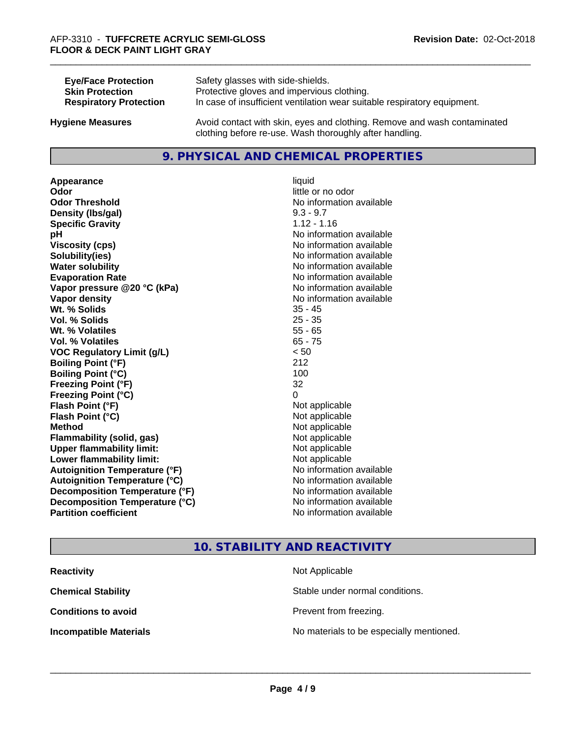| | |
|---|---|
| **Eye/Face Protection** | Safety glasses with side-shields. |
| **Skin Protection** | Protective gloves and impervious clothing. |
| **Respiratory Protection** | In case of insufficient ventilation wear suitable respiratory equipment. |

**Hygiene Measures** Avoid contact with skin, eyes and clothing. Remove and wash contaminated clothing before re-use. Wash thoroughly after handling.

## 9. PHYSICAL AND CHEMICAL PROPERTIES

| | |
|---|---|
| **Appearance** | liquid |
| **Odor** | little or no odor |
| **Odor Threshold** | No information available |
| **Density (lbs/gal)** | 9.3 - 9.7 |
| **Specific Gravity** | 1.12 - 1.16 |
| **pH** | No information available |
| **Viscosity (cps)** | No information available |
| **Solubility(ies)** | No information available |
| **Water solubility** | No information available |
| **Evaporation Rate** | No information available |
| **Vapor pressure @20 °C (kPa)** | No information available |
| **Vapor density** | No information available |
| **Wt. % Solids** | 35 - 45 |
| **Vol. % Solids** | 25 - 35 |
| **Wt. % Volatiles** | 55 - 65 |
| **Vol. % Volatiles** | 65 - 75 |
| **VOC Regulatory Limit (g/L)** | < 50 |
| **Boiling Point (°F)** | 212 |
| **Boiling Point (°C)** | 100 |
| **Freezing Point (°F)** | 32 |
| **Freezing Point (°C)** | 0 |
| **Flash Point (°F)** | Not applicable |
| **Flash Point (°C)** | Not applicable |
| **Method** | Not applicable |
| **Flammability (solid, gas)** | Not applicable |
| **Upper flammability limit:** | Not applicable |
| **Lower flammability limit:** | Not applicable |
| **Autoignition Temperature (°F)** | No information available |
| **Autoignition Temperature (°C)** | No information available |
| **Decomposition Temperature (°F)** | No information available |
| **Decomposition Temperature (°C)** | No information available |
| **Partition coefficient** | No information available |

## 10. STABILITY AND REACTIVITY

| | |
|---|---|
| **Reactivity** | Not Applicable |
| **Chemical Stability** | Stable under normal conditions. |
| **Conditions to avoid** | Prevent from freezing. |
| **Incompatible Materials** | No materials to be especially mentioned. |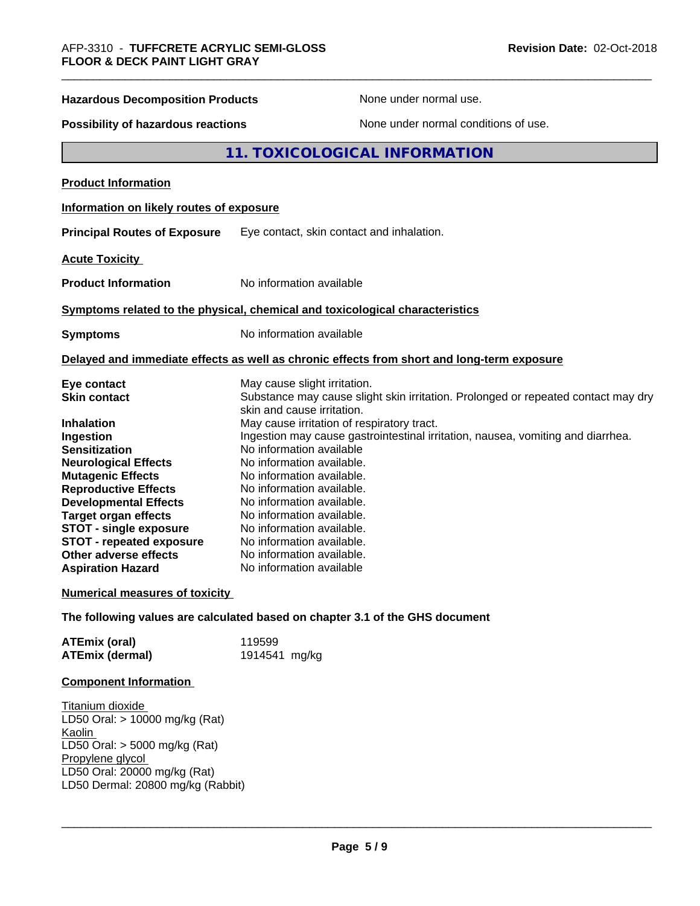**Hazardous Decomposition Products** None under normal use.

**Possibility of hazardous reactions** None under normal conditions of use.

## 11. TOXICOLOGICAL INFORMATION

**Product Information**

**Information on likely routes of exposure**

**Principal Routes of Exposure** Eye contact, skin contact and inhalation.

**Acute Toxicity**

**Product Information** No information available

**Symptoms related to the physical, chemical and toxicological characteristics**

**Symptoms** No information available

**Delayed and immediate effects as well as chronic effects from short and long-term exposure**

| | |
|---|---|
| **Eye contact** | May cause slight irritation. |
| **Skin contact** | Substance may cause slight skin irritation. Prolonged or repeated contact may dry skin and cause irritation. |
| **Inhalation** | May cause irritation of respiratory tract. |
| **Ingestion** | Ingestion may cause gastrointestinal irritation, nausea, vomiting and diarrhea. |
| **Sensitization** | No information available |
| **Neurological Effects** | No information available. |
| **Mutagenic Effects** | No information available. |
| **Reproductive Effects** | No information available. |
| **Developmental Effects** | No information available. |
| **Target organ effects** | No information available. |
| **STOT - single exposure** | No information available. |
| **STOT - repeated exposure** | No information available. |
| **Other adverse effects** | No information available. |
| **Aspiration Hazard** | No information available |

**Numerical measures of toxicity**

**The following values are calculated based on chapter 3.1 of the GHS document**

| | |
|---|---|
| **ATEmix (oral)** | 119599 |
| **ATEmix (dermal)** | 1914541 mg/kg |

**Component Information**

Titanium dioxide
LD50 Oral: > 10000 mg/kg (Rat)
Kaolin
LD50 Oral: > 5000 mg/kg (Rat)
Propylene glycol
LD50 Oral: 20000 mg/kg (Rat)
LD50 Dermal: 20800 mg/kg (Rabbit)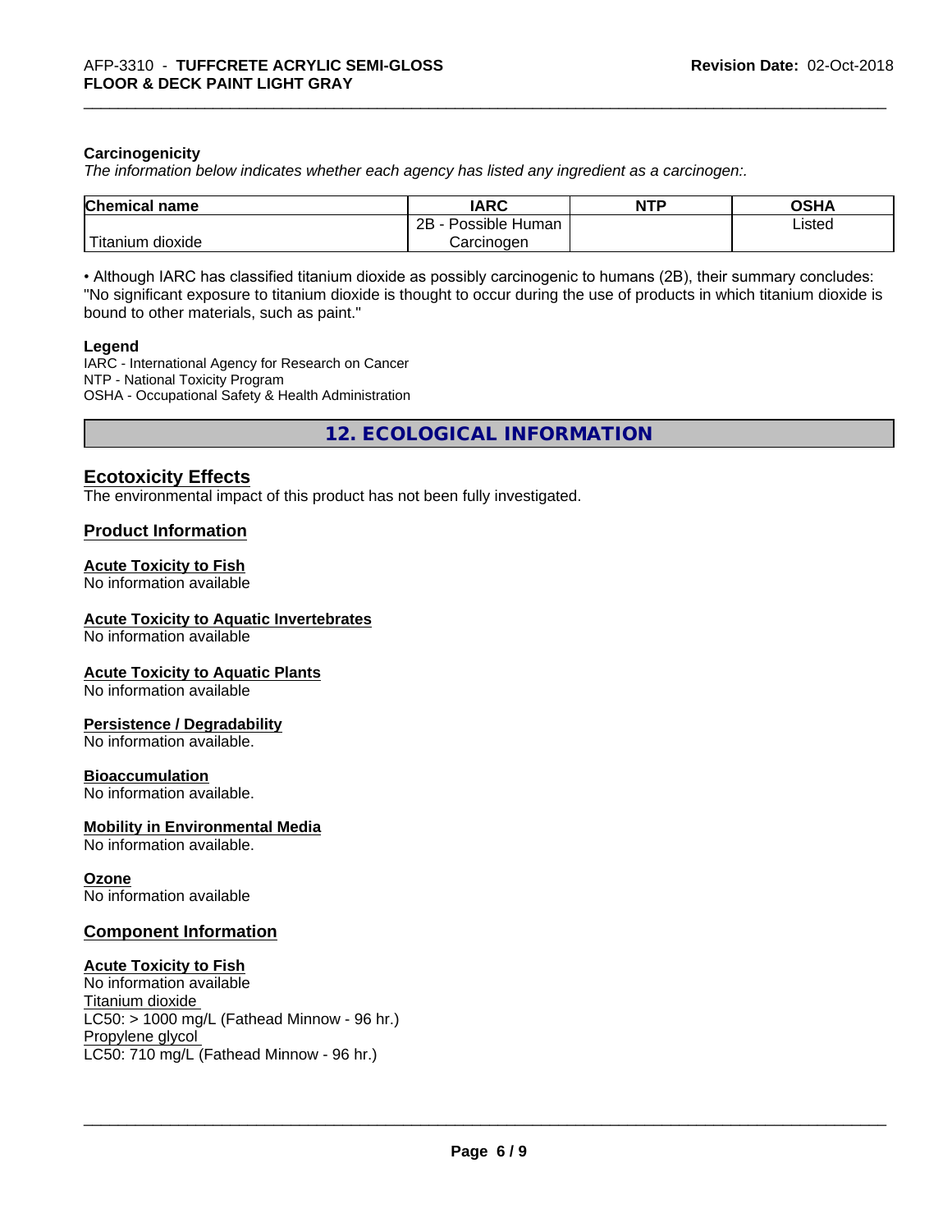**Carcinogenicity**

*The information below indicates whether each agency has listed any ingredient as a carcinogen:.*

| Chemical name | IARC | NTP | OSHA |
|---|---|---|---|
| Titanium dioxide | 2B - Possible Human Carcinogen | | Listed |

• Although IARC has classified titanium dioxide as possibly carcinogenic to humans (2B), their summary concludes: "No significant exposure to titanium dioxide is thought to occur during the use of products in which titanium dioxide is bound to other materials, such as paint."

**Legend**

IARC - International Agency for Research on Cancer
NTP - National Toxicity Program
OSHA - Occupational Safety & Health Administration

# 12. ECOLOGICAL INFORMATION

## Ecotoxicity Effects

The environmental impact of this product has not been fully investigated.

## Product Information

**Acute Toxicity to Fish**
No information available

**Acute Toxicity to Aquatic Invertebrates**
No information available

**Acute Toxicity to Aquatic Plants**
No information available

**Persistence / Degradability**
No information available.

**Bioaccumulation**
No information available.

**Mobility in Environmental Media**
No information available.

**Ozone**
No information available

## Component Information

**Acute Toxicity to Fish**
No information available
Titanium dioxide
LC50: > 1000 mg/L (Fathead Minnow - 96 hr.)
Propylene glycol
LC50: 710 mg/L (Fathead Minnow - 96 hr.)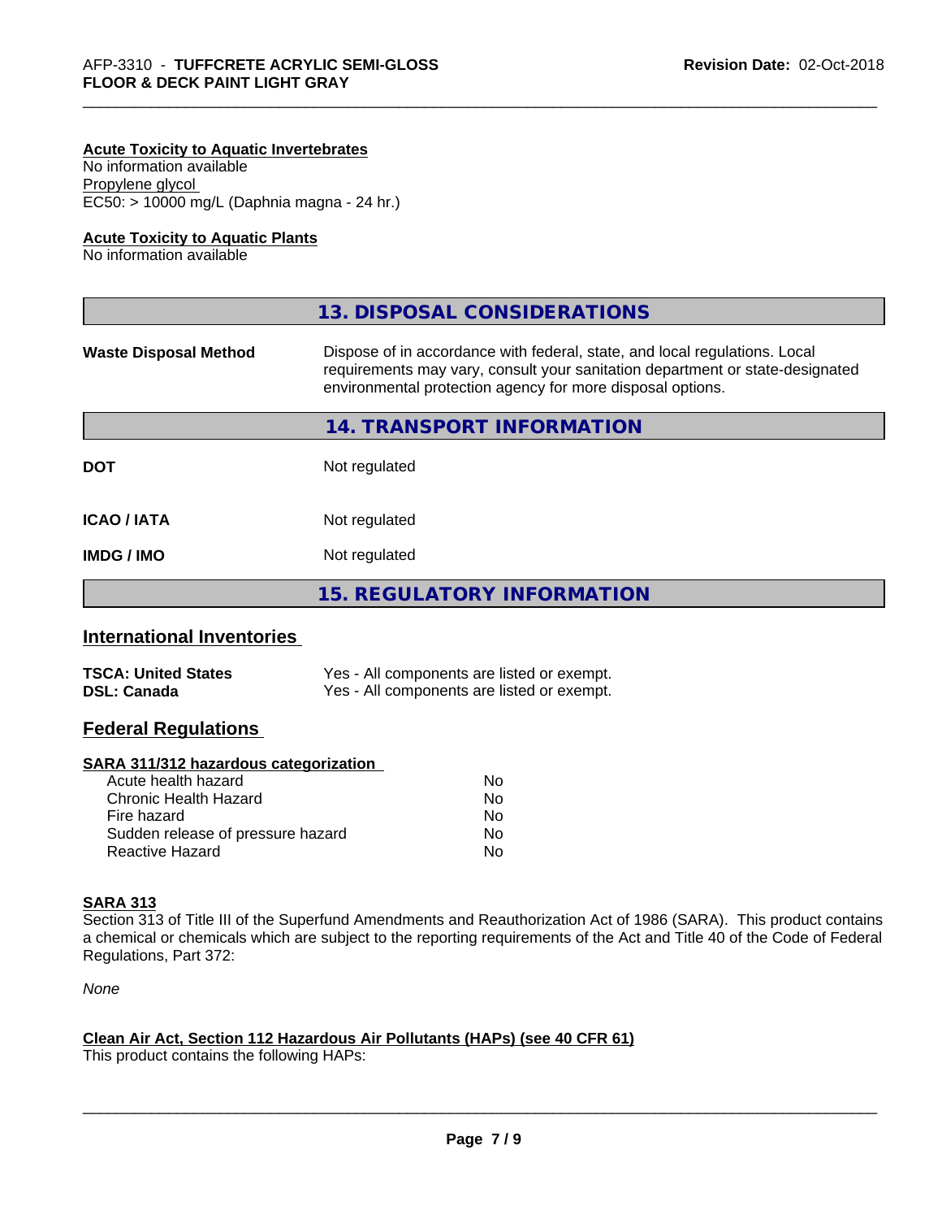**Acute Toxicity to Aquatic Invertebrates**

No information available

Propylene glycol

EC50: > 10000 mg/L (Daphnia magna - 24 hr.)

**Acute Toxicity to Aquatic Plants**

No information available

## 13. DISPOSAL CONSIDERATIONS

| | |
|---|---|
| **Waste Disposal Method** | Dispose of in accordance with federal, state, and local regulations. Local requirements may vary, consult your sanitation department or state-designated environmental protection agency for more disposal options. |

## 14. TRANSPORT INFORMATION

| | |
|---|---|
| **DOT** | Not regulated |
| **ICAO / IATA** | Not regulated |
| **IMDG / IMO** | Not regulated |

## 15. REGULATORY INFORMATION

### International Inventories

| | |
|---|---|
| **TSCA: United States** | Yes - All components are listed or exempt. |
| **DSL: Canada** | Yes - All components are listed or exempt. |

### Federal Regulations

**SARA 311/312 hazardous categorization**

| | |
|---|---|
| Acute health hazard | No |
| Chronic Health Hazard | No |
| Fire hazard | No |
| Sudden release of pressure hazard | No |
| Reactive Hazard | No |

**SARA 313**

Section 313 of Title III of the Superfund Amendments and Reauthorization Act of 1986 (SARA). This product contains a chemical or chemicals which are subject to the reporting requirements of the Act and Title 40 of the Code of Federal Regulations, Part 372:

*None*

**Clean Air Act, Section 112 Hazardous Air Pollutants (HAPs) (see 40 CFR 61)**

This product contains the following HAPs: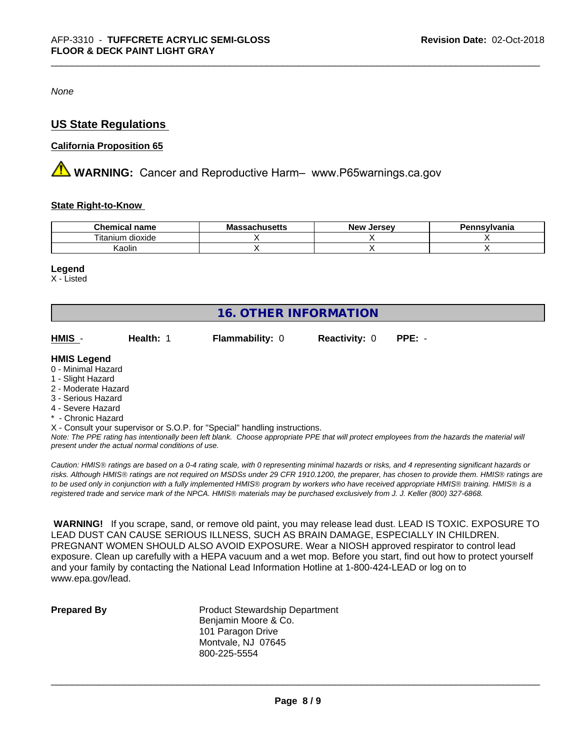*None*

## US State Regulations

**California Proposition 65**

⚠ **WARNING:** Cancer and Reproductive Harm– www.P65warnings.ca.gov

**State Right-to-Know**

| Chemical name | Massachusetts | New Jersey | Pennsylvania |
|---|---|---|---|
| Titanium dioxide | X | X | X |
| Kaolin | X | X | X |

**Legend**
X - Listed

# 16. OTHER INFORMATION

| HMIS - | Health: 1 | Flammability: 0 | Reactivity: 0 | PPE: - |
|---|---|---|---|---|

**HMIS Legend**
0 - Minimal Hazard
1 - Slight Hazard
2 - Moderate Hazard
3 - Serious Hazard
4 - Severe Hazard
* - Chronic Hazard
X - Consult your supervisor or S.O.P. for "Special" handling instructions.
*Note: The PPE rating has intentionally been left blank. Choose appropriate PPE that will protect employees from the hazards the material will present under the actual normal conditions of use.*

*Caution: HMIS® ratings are based on a 0-4 rating scale, with 0 representing minimal hazards or risks, and 4 representing significant hazards or risks. Although HMIS® ratings are not required on MSDSs under 29 CFR 1910.1200, the preparer, has chosen to provide them. HMIS® ratings are to be used only in conjunction with a fully implemented HMIS® program by workers who have received appropriate HMIS® training. HMIS® is a registered trade and service mark of the NPCA. HMIS® materials may be purchased exclusively from J. J. Keller (800) 327-6868.*

**WARNING!** If you scrape, sand, or remove old paint, you may release lead dust. LEAD IS TOXIC. EXPOSURE TO LEAD DUST CAN CAUSE SERIOUS ILLNESS, SUCH AS BRAIN DAMAGE, ESPECIALLY IN CHILDREN. PREGNANT WOMEN SHOULD ALSO AVOID EXPOSURE. Wear a NIOSH approved respirator to control lead exposure. Clean up carefully with a HEPA vacuum and a wet mop. Before you start, find out how to protect yourself and your family by contacting the National Lead Information Hotline at 1-800-424-LEAD or log on to www.epa.gov/lead.

**Prepared By**
Product Stewardship Department
Benjamin Moore & Co.
101 Paragon Drive
Montvale, NJ 07645
800-225-5554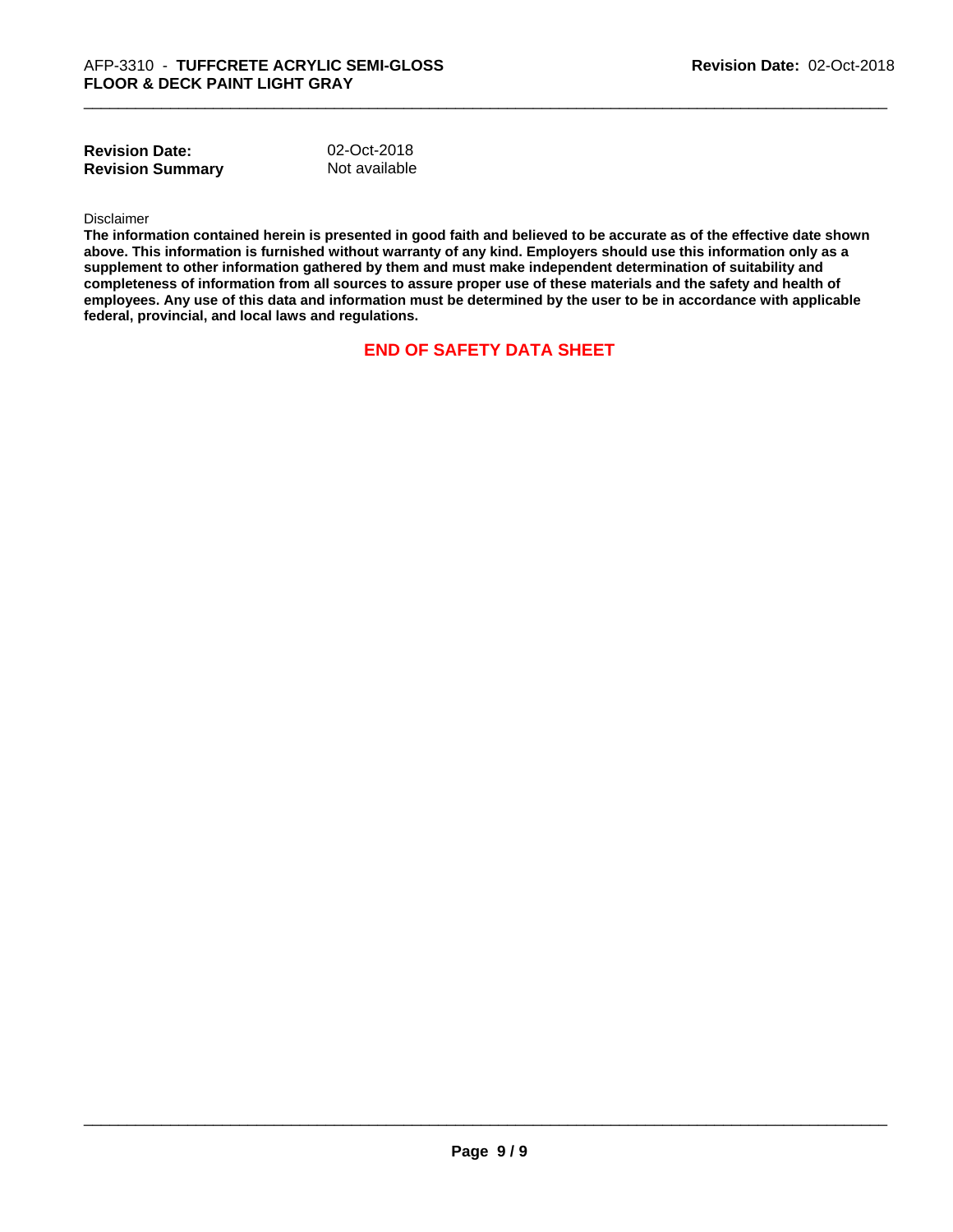| | |
|---|---|
| **Revision Date:** | 02-Oct-2018 |
| **Revision Summary** | Not available |

Disclaimer

**The information contained herein is presented in good faith and believed to be accurate as of the effective date shown above. This information is furnished without warranty of any kind. Employers should use this information only as a supplement to other information gathered by them and must make independent determination of suitability and completeness of information from all sources to assure proper use of these materials and the safety and health of employees. Any use of this data and information must be determined by the user to be in accordance with applicable federal, provincial, and local laws and regulations.**

**END OF SAFETY DATA SHEET**